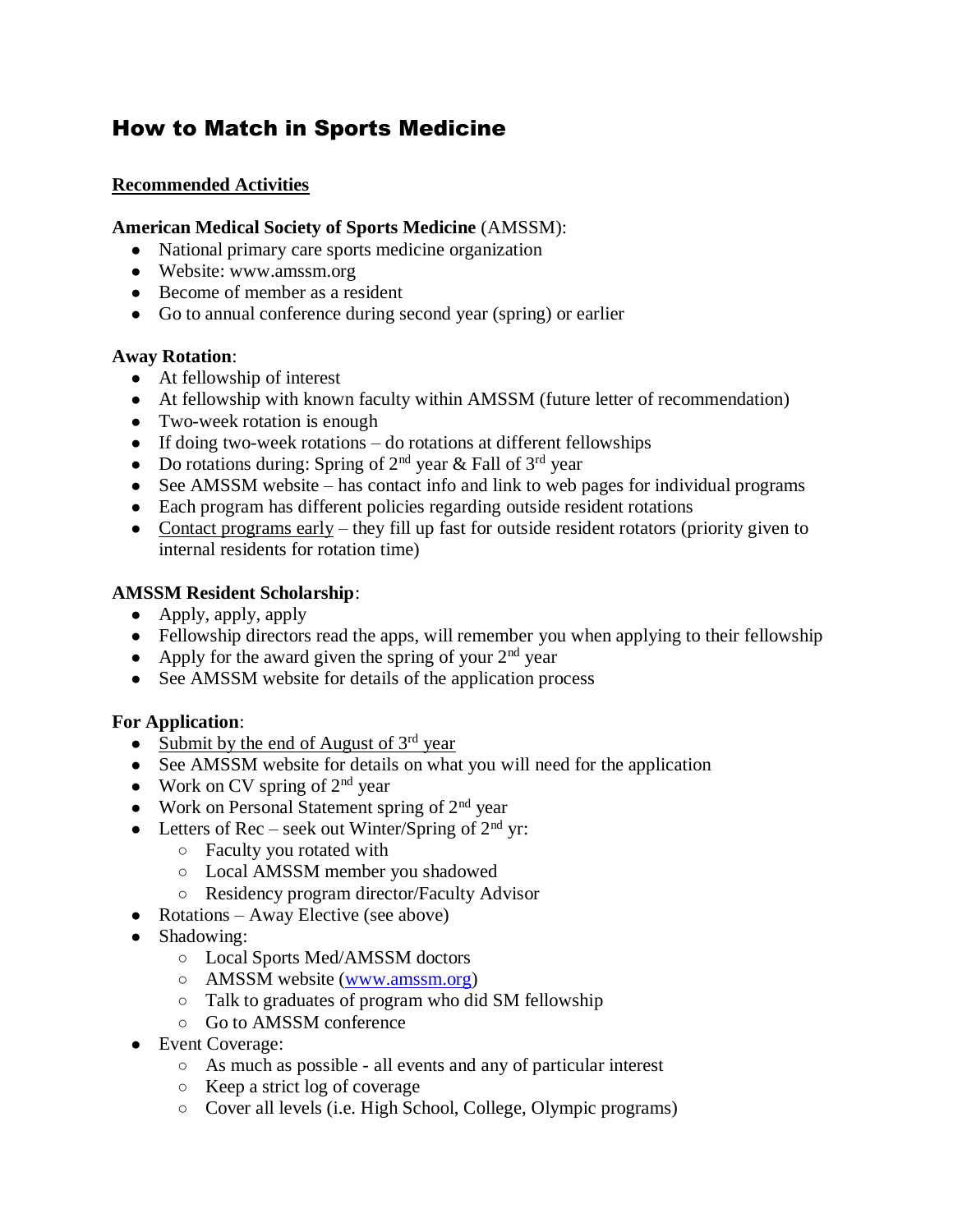# How to Match in Sports Medicine

**Recommended Activities**

**American Medical Society of Sports Medicine** (AMSSM):

- National primary care sports medicine organization
- Website: www.amssm.org
- Become of member as a resident
- Go to annual conference during second year (spring) or earlier

**Away Rotation**:

- At fellowship of interest
- At fellowship with known faculty within AMSSM (future letter of recommendation)
- Two-week rotation is enough
- If doing two-week rotations – do rotations at different fellowships
- Do rotations during: Spring of 2nd year & Fall of 3rd year
- See AMSSM website – has contact info and link to web pages for individual programs
- Each program has different policies regarding outside resident rotations
- Contact programs early – they fill up fast for outside resident rotators (priority given to internal residents for rotation time)

**AMSSM Resident Scholarship**:

- Apply, apply, apply
- Fellowship directors read the apps, will remember you when applying to their fellowship
- Apply for the award given the spring of your 2nd year
- See AMSSM website for details of the application process

**For Application**:

- Submit by the end of August of 3rd year
- See AMSSM website for details on what you will need for the application
- Work on CV spring of 2nd year
- Work on Personal Statement spring of 2nd year
- Letters of Rec – seek out Winter/Spring of 2nd yr:
  - Faculty you rotated with
  - Local AMSSM member you shadowed
  - Residency program director/Faculty Advisor
- Rotations – Away Elective (see above)
- Shadowing:
  - Local Sports Med/AMSSM doctors
  - AMSSM website (www.amssm.org)
  - Talk to graduates of program who did SM fellowship
  - Go to AMSSM conference
- Event Coverage:
  - As much as possible - all events and any of particular interest
  - Keep a strict log of coverage
  - Cover all levels (i.e. High School, College, Olympic programs)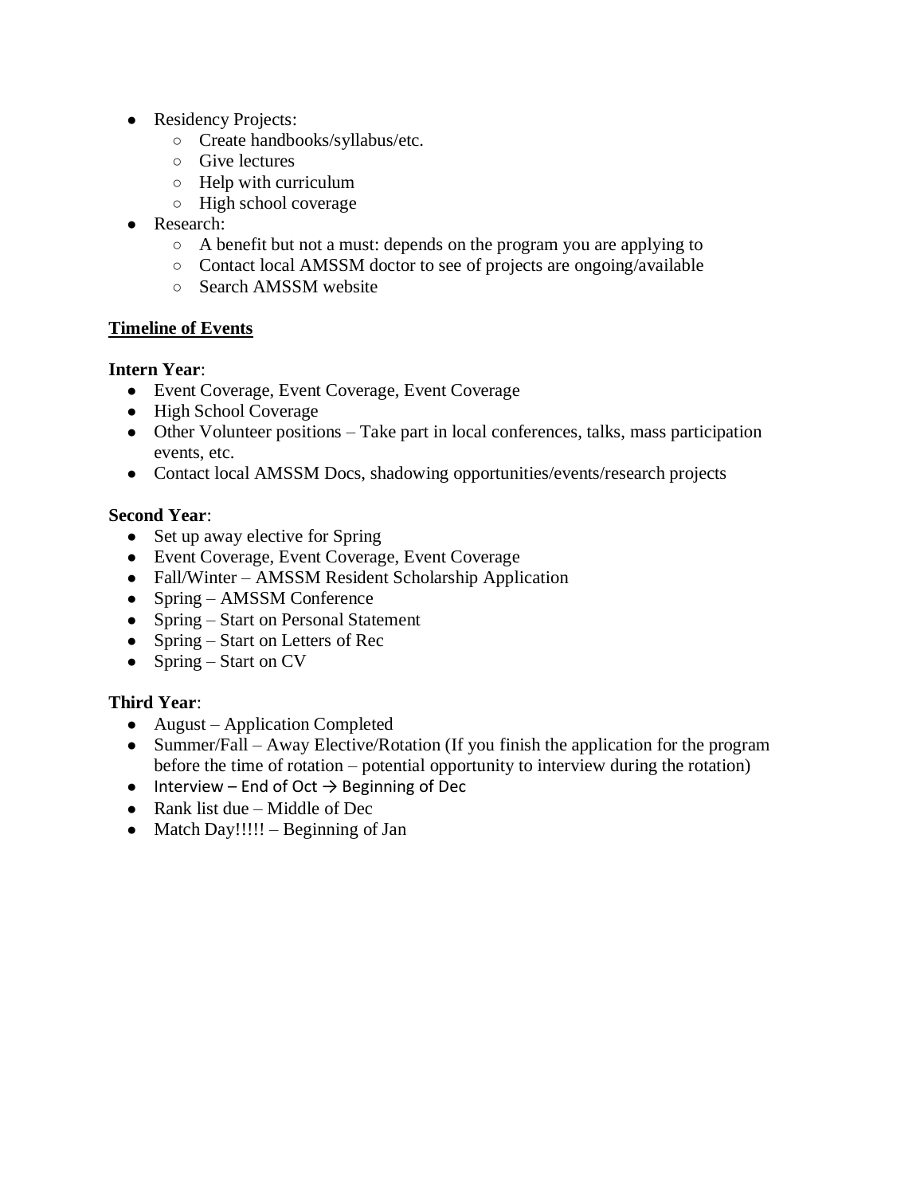- Residency Projects:
  - Create handbooks/syllabus/etc.
  - Give lectures
  - Help with curriculum
  - High school coverage
- Research:
  - A benefit but not a must: depends on the program you are applying to
  - Contact local AMSSM doctor to see of projects are ongoing/available
  - Search AMSSM website

**<u>Timeline of Events</u>**

**Intern Year**:

- Event Coverage, Event Coverage, Event Coverage
- High School Coverage
- Other Volunteer positions – Take part in local conferences, talks, mass participation events, etc.
- Contact local AMSSM Docs, shadowing opportunities/events/research projects

**Second Year**:

- Set up away elective for Spring
- Event Coverage, Event Coverage, Event Coverage
- Fall/Winter – AMSSM Resident Scholarship Application
- Spring – AMSSM Conference
- Spring – Start on Personal Statement
- Spring – Start on Letters of Rec
- Spring – Start on CV

**Third Year**:

- August – Application Completed
- Summer/Fall – Away Elective/Rotation (If you finish the application for the program before the time of rotation – potential opportunity to interview during the rotation)
- Interview – End of Oct → Beginning of Dec
- Rank list due – Middle of Dec
- Match Day!!!!! – Beginning of Jan